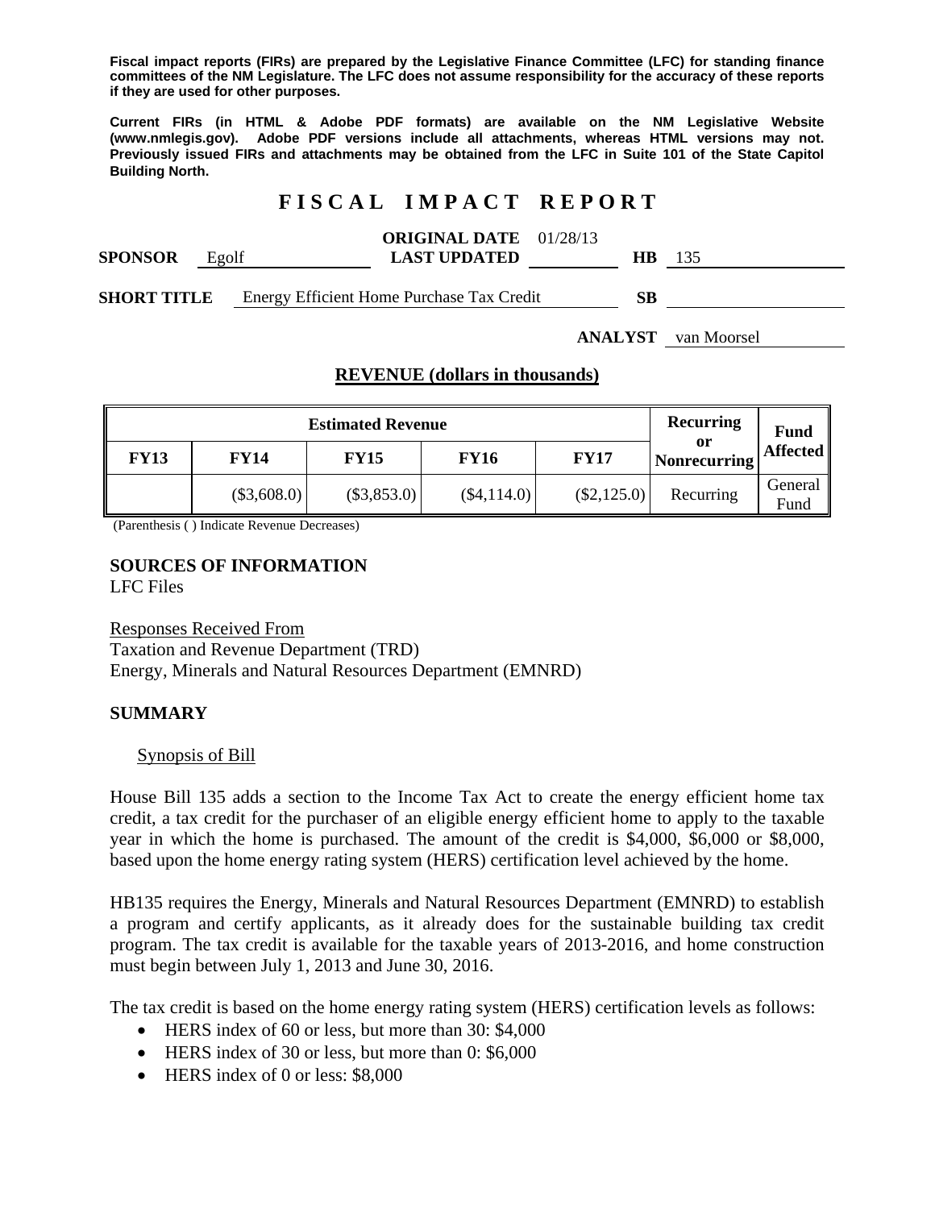**Fiscal impact reports (FIRs) are prepared by the Legislative Finance Committee (LFC) for standing finance committees of the NM Legislature. The LFC does not assume responsibility for the accuracy of these reports if they are used for other purposes.**

**Current FIRs (in HTML & Adobe PDF formats) are available on the NM Legislative Website (www.nmlegis.gov). Adobe PDF versions include all attachments, whereas HTML versions may not. Previously issued FIRs and attachments may be obtained from the LFC in Suite 101 of the State Capitol Building North.**

# FISCAL IMPACT REPORT

**SPONSOR** Egolf **ORIGINAL DATE** 01/28/13 **LAST UPDATED** **HB** 135

**SHORT TITLE** Energy Efficient Home Purchase Tax Credit **SB**

**ANALYST** van Moorsel

## REVENUE (dollars in thousands)

| Estimated Revenue | | | | | Recurring or Nonrecurring | Fund Affected |
|---|---|---|---|---|---|---|
| **FY13** | **FY14** | **FY15** | **FY16** | **FY17** | | |
| | ($3,608.0) | ($3,853.0) | ($4,114.0) | ($2,125.0) | Recurring | General Fund |

(Parenthesis ( ) Indicate Revenue Decreases)

### SOURCES OF INFORMATION

LFC Files

Responses Received From
Taxation and Revenue Department (TRD)
Energy, Minerals and Natural Resources Department (EMNRD)

### SUMMARY

Synopsis of Bill

House Bill 135 adds a section to the Income Tax Act to create the energy efficient home tax credit, a tax credit for the purchaser of an eligible energy efficient home to apply to the taxable year in which the home is purchased. The amount of the credit is $4,000, $6,000 or $8,000, based upon the home energy rating system (HERS) certification level achieved by the home.

HB135 requires the Energy, Minerals and Natural Resources Department (EMNRD) to establish a program and certify applicants, as it already does for the sustainable building tax credit program. The tax credit is available for the taxable years of 2013-2016, and home construction must begin between July 1, 2013 and June 30, 2016.

The tax credit is based on the home energy rating system (HERS) certification levels as follows:

- HERS index of 60 or less, but more than 30: $4,000
- HERS index of 30 or less, but more than 0: $6,000
- HERS index of 0 or less: $8,000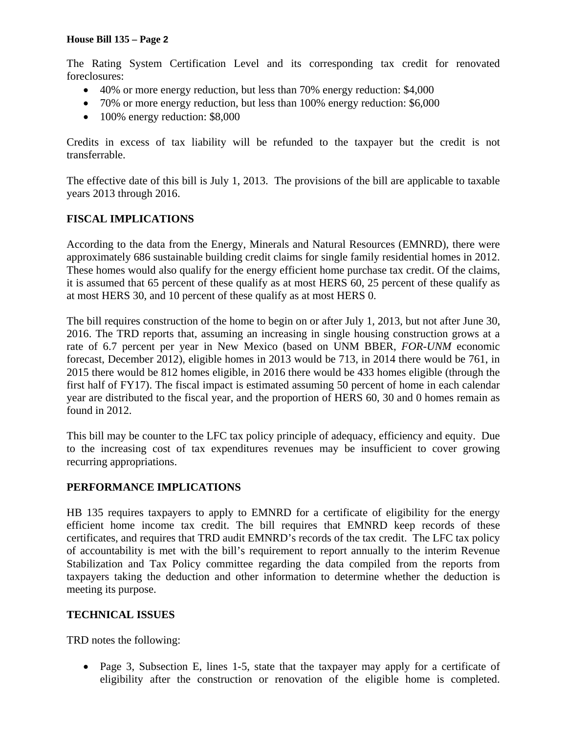The Rating System Certification Level and its corresponding tax credit for renovated foreclosures:

- 40% or more energy reduction, but less than 70% energy reduction: $4,000
- 70% or more energy reduction, but less than 100% energy reduction: $6,000
- 100% energy reduction: $8,000

Credits in excess of tax liability will be refunded to the taxpayer but the credit is not transferrable.

The effective date of this bill is July 1, 2013. The provisions of the bill are applicable to taxable years 2013 through 2016.

## FISCAL IMPLICATIONS

According to the data from the Energy, Minerals and Natural Resources (EMNRD), there were approximately 686 sustainable building credit claims for single family residential homes in 2012. These homes would also qualify for the energy efficient home purchase tax credit. Of the claims, it is assumed that 65 percent of these qualify as at most HERS 60, 25 percent of these qualify as at most HERS 30, and 10 percent of these qualify as at most HERS 0.

The bill requires construction of the home to begin on or after July 1, 2013, but not after June 30, 2016. The TRD reports that, assuming an increasing in single housing construction grows at a rate of 6.7 percent per year in New Mexico (based on UNM BBER, *FOR-UNM* economic forecast, December 2012), eligible homes in 2013 would be 713, in 2014 there would be 761, in 2015 there would be 812 homes eligible, in 2016 there would be 433 homes eligible (through the first half of FY17). The fiscal impact is estimated assuming 50 percent of home in each calendar year are distributed to the fiscal year, and the proportion of HERS 60, 30 and 0 homes remain as found in 2012.

This bill may be counter to the LFC tax policy principle of adequacy, efficiency and equity. Due to the increasing cost of tax expenditures revenues may be insufficient to cover growing recurring appropriations.

## PERFORMANCE IMPLICATIONS

HB 135 requires taxpayers to apply to EMNRD for a certificate of eligibility for the energy efficient home income tax credit. The bill requires that EMNRD keep records of these certificates, and requires that TRD audit EMNRD's records of the tax credit. The LFC tax policy of accountability is met with the bill's requirement to report annually to the interim Revenue Stabilization and Tax Policy committee regarding the data compiled from the reports from taxpayers taking the deduction and other information to determine whether the deduction is meeting its purpose.

## TECHNICAL ISSUES

TRD notes the following:

- Page 3, Subsection E, lines 1-5, state that the taxpayer may apply for a certificate of eligibility after the construction or renovation of the eligible home is completed.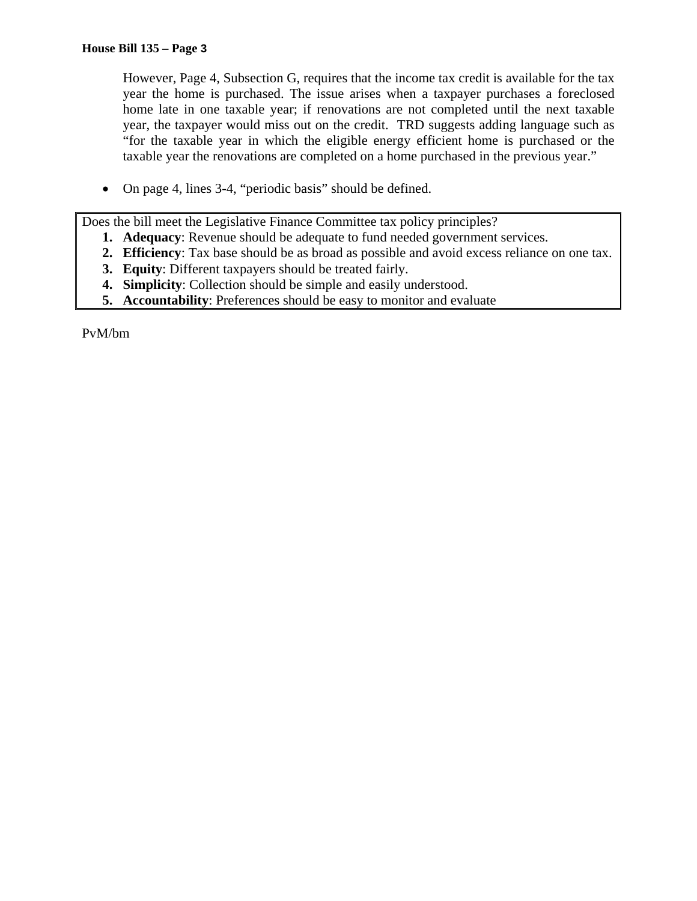However, Page 4, Subsection G, requires that the income tax credit is available for the tax year the home is purchased. The issue arises when a taxpayer purchases a foreclosed home late in one taxable year; if renovations are not completed until the next taxable year, the taxpayer would miss out on the credit. TRD suggests adding language such as "for the taxable year in which the eligible energy efficient home is purchased or the taxable year the renovations are completed on a home purchased in the previous year."

- On page 4, lines 3-4, "periodic basis" should be defined.

Does the bill meet the Legislative Finance Committee tax policy principles?

1. **Adequacy**: Revenue should be adequate to fund needed government services.
2. **Efficiency**: Tax base should be as broad as possible and avoid excess reliance on one tax.
3. **Equity**: Different taxpayers should be treated fairly.
4. **Simplicity**: Collection should be simple and easily understood.
5. **Accountability**: Preferences should be easy to monitor and evaluate

PvM/bm